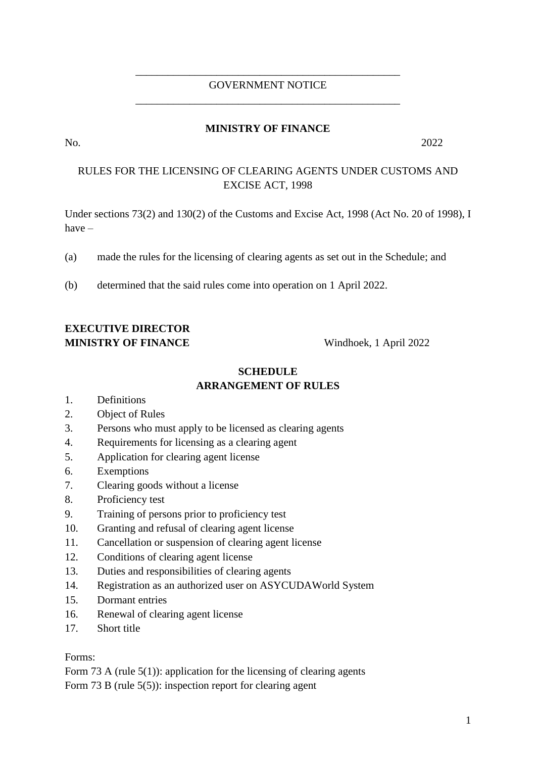GOVERNMENT NOTICE

**MINISTRY OF FINANCE**

No. 2022

RULES FOR THE LICENSING OF CLEARING AGENTS UNDER CUSTOMS AND EXCISE ACT, 1998

Under sections 73(2) and 130(2) of the Customs and Excise Act, 1998 (Act No. 20 of 1998), I have –

(a) made the rules for the licensing of clearing agents as set out in the Schedule; and

(b) determined that the said rules come into operation on 1 April 2022.

**EXECUTIVE DIRECTOR**
**MINISTRY OF FINANCE** Windhoek, 1 April 2022

**SCHEDULE**

**ARRANGEMENT OF RULES**

1. Definitions
2. Object of Rules
3. Persons who must apply to be licensed as clearing agents
4. Requirements for licensing as a clearing agent
5. Application for clearing agent license
6. Exemptions
7. Clearing goods without a license
8. Proficiency test
9. Training of persons prior to proficiency test
10. Granting and refusal of clearing agent license
11. Cancellation or suspension of clearing agent license
12. Conditions of clearing agent license
13. Duties and responsibilities of clearing agents
14. Registration as an authorized user on ASYCUDAWorld System
15. Dormant entries
16. Renewal of clearing agent license
17. Short title

Forms:

Form 73 A (rule 5(1)): application for the licensing of clearing agents

Form 73 B (rule 5(5)): inspection report for clearing agent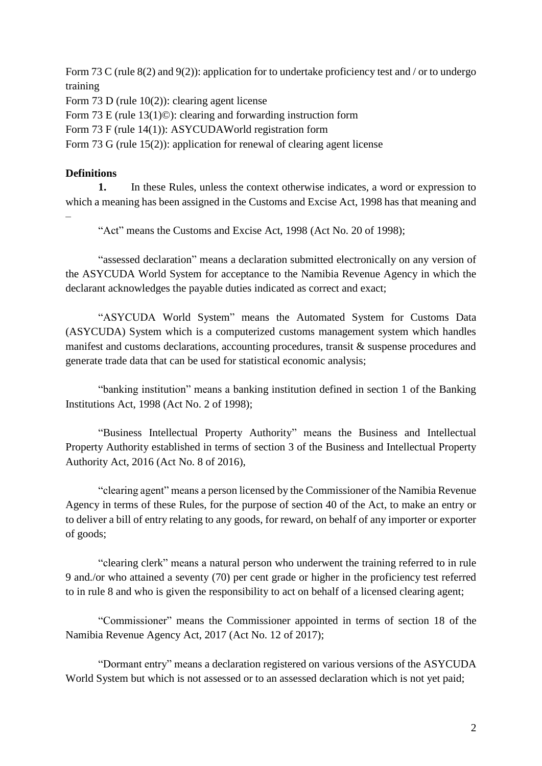Form 73 C (rule 8(2) and 9(2)): application for to undertake proficiency test and / or to undergo training

Form 73 D (rule 10(2)): clearing agent license

Form 73 E (rule 13(1)©): clearing and forwarding instruction form

Form 73 F (rule 14(1)): ASYCUDAWorld registration form

Form 73 G (rule 15(2)): application for renewal of clearing agent license

**Definitions**

**1.** In these Rules, unless the context otherwise indicates, a word or expression to which a meaning has been assigned in the Customs and Excise Act, 1998 has that meaning and –

"Act" means the Customs and Excise Act, 1998 (Act No. 20 of 1998);

"assessed declaration" means a declaration submitted electronically on any version of the ASYCUDA World System for acceptance to the Namibia Revenue Agency in which the declarant acknowledges the payable duties indicated as correct and exact;

"ASYCUDA World System" means the Automated System for Customs Data (ASYCUDA) System which is a computerized customs management system which handles manifest and customs declarations, accounting procedures, transit & suspense procedures and generate trade data that can be used for statistical economic analysis;

"banking institution" means a banking institution defined in section 1 of the Banking Institutions Act, 1998 (Act No. 2 of 1998);

"Business Intellectual Property Authority" means the Business and Intellectual Property Authority established in terms of section 3 of the Business and Intellectual Property Authority Act, 2016 (Act No. 8 of 2016),

"clearing agent" means a person licensed by the Commissioner of the Namibia Revenue Agency in terms of these Rules, for the purpose of section 40 of the Act, to make an entry or to deliver a bill of entry relating to any goods, for reward, on behalf of any importer or exporter of goods;

"clearing clerk" means a natural person who underwent the training referred to in rule 9 and./or who attained a seventy (70) per cent grade or higher in the proficiency test referred to in rule 8 and who is given the responsibility to act on behalf of a licensed clearing agent;

"Commissioner" means the Commissioner appointed in terms of section 18 of the Namibia Revenue Agency Act, 2017 (Act No. 12 of 2017);

"Dormant entry" means a declaration registered on various versions of the ASYCUDA World System but which is not assessed or to an assessed declaration which is not yet paid;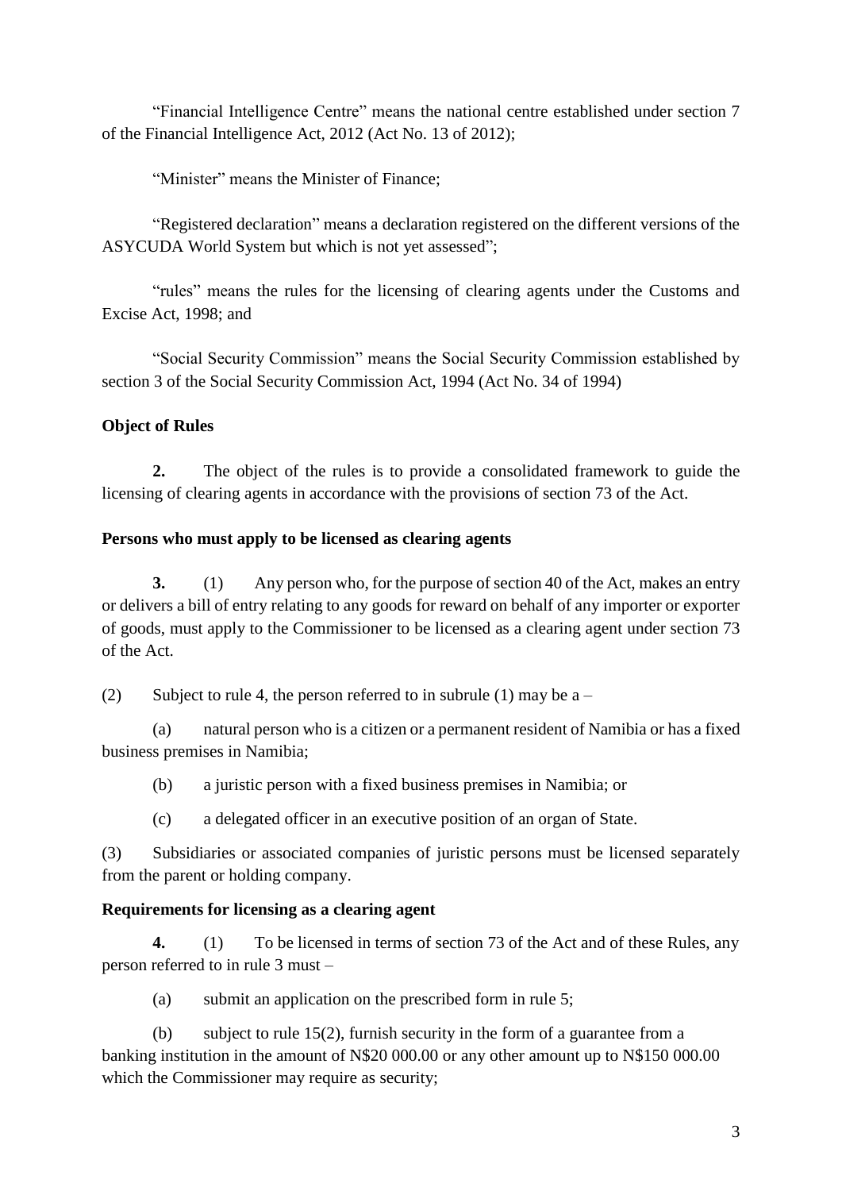"Financial Intelligence Centre" means the national centre established under section 7 of the Financial Intelligence Act, 2012 (Act No. 13 of 2012);

"Minister" means the Minister of Finance;

"Registered declaration" means a declaration registered on the different versions of the ASYCUDA World System but which is not yet assessed";

"rules" means the rules for the licensing of clearing agents under the Customs and Excise Act, 1998; and

"Social Security Commission" means the Social Security Commission established by section 3 of the Social Security Commission Act, 1994 (Act No. 34 of 1994)

**Object of Rules**

**2.** The object of the rules is to provide a consolidated framework to guide the licensing of clearing agents in accordance with the provisions of section 73 of the Act.

**Persons who must apply to be licensed as clearing agents**

**3.** (1) Any person who, for the purpose of section 40 of the Act, makes an entry or delivers a bill of entry relating to any goods for reward on behalf of any importer or exporter of goods, must apply to the Commissioner to be licensed as a clearing agent under section 73 of the Act.

(2) Subject to rule 4, the person referred to in subrule (1) may be a –

(a) natural person who is a citizen or a permanent resident of Namibia or has a fixed business premises in Namibia;

(b) a juristic person with a fixed business premises in Namibia; or

(c) a delegated officer in an executive position of an organ of State.

(3) Subsidiaries or associated companies of juristic persons must be licensed separately from the parent or holding company.

**Requirements for licensing as a clearing agent**

**4.** (1) To be licensed in terms of section 73 of the Act and of these Rules, any person referred to in rule 3 must –

(a) submit an application on the prescribed form in rule 5;

(b) subject to rule 15(2), furnish security in the form of a guarantee from a banking institution in the amount of N$20 000.00 or any other amount up to N$150 000.00 which the Commissioner may require as security;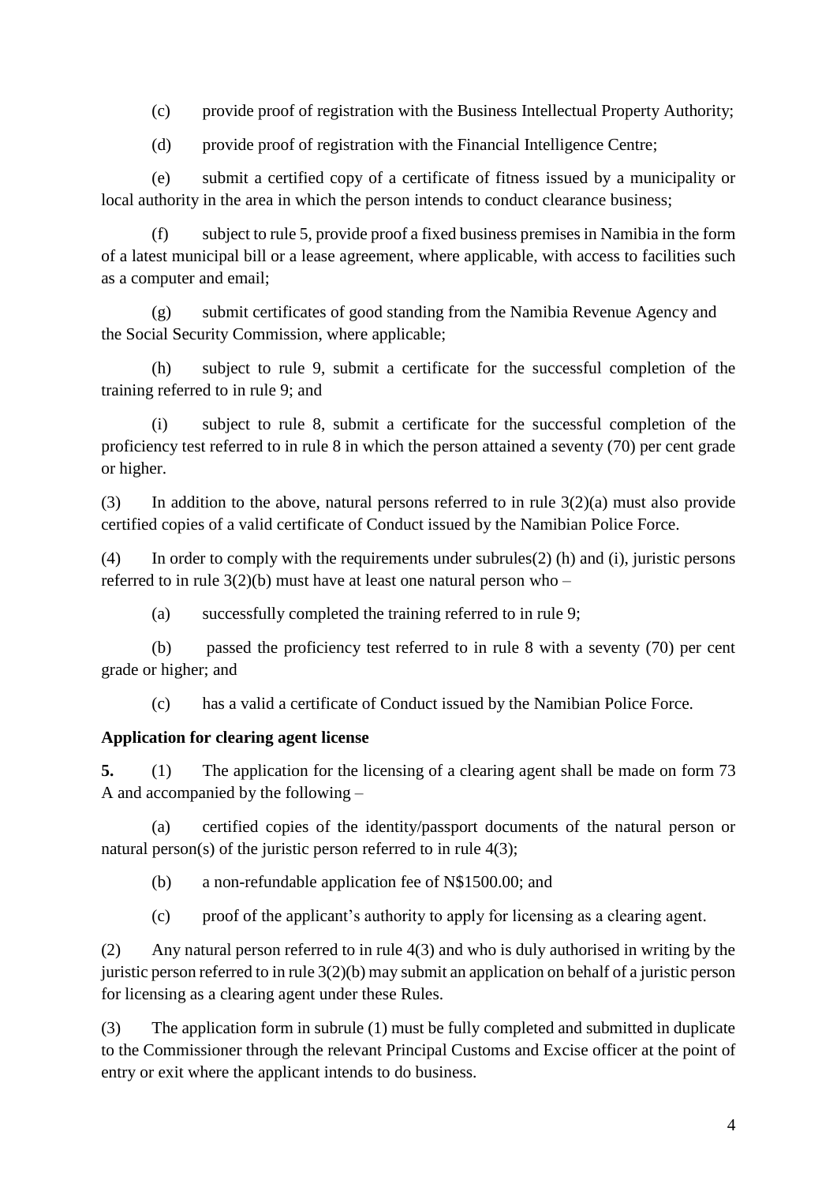(c) provide proof of registration with the Business Intellectual Property Authority;

(d) provide proof of registration with the Financial Intelligence Centre;

(e) submit a certified copy of a certificate of fitness issued by a municipality or local authority in the area in which the person intends to conduct clearance business;

(f) subject to rule 5, provide proof a fixed business premises in Namibia in the form of a latest municipal bill or a lease agreement, where applicable, with access to facilities such as a computer and email;

(g) submit certificates of good standing from the Namibia Revenue Agency and the Social Security Commission, where applicable;

(h) subject to rule 9, submit a certificate for the successful completion of the training referred to in rule 9; and

(i) subject to rule 8, submit a certificate for the successful completion of the proficiency test referred to in rule 8 in which the person attained a seventy (70) per cent grade or higher.

(3) In addition to the above, natural persons referred to in rule 3(2)(a) must also provide certified copies of a valid certificate of Conduct issued by the Namibian Police Force.

(4) In order to comply with the requirements under subrules(2) (h) and (i), juristic persons referred to in rule 3(2)(b) must have at least one natural person who –

(a) successfully completed the training referred to in rule 9;

(b) passed the proficiency test referred to in rule 8 with a seventy (70) per cent grade or higher; and

(c) has a valid a certificate of Conduct issued by the Namibian Police Force.

**Application for clearing agent license**

**5.** (1) The application for the licensing of a clearing agent shall be made on form 73 A and accompanied by the following –

(a) certified copies of the identity/passport documents of the natural person or natural person(s) of the juristic person referred to in rule 4(3);

(b) a non-refundable application fee of N$1500.00; and

(c) proof of the applicant's authority to apply for licensing as a clearing agent.

(2) Any natural person referred to in rule 4(3) and who is duly authorised in writing by the juristic person referred to in rule 3(2)(b) may submit an application on behalf of a juristic person for licensing as a clearing agent under these Rules.

(3) The application form in subrule (1) must be fully completed and submitted in duplicate to the Commissioner through the relevant Principal Customs and Excise officer at the point of entry or exit where the applicant intends to do business.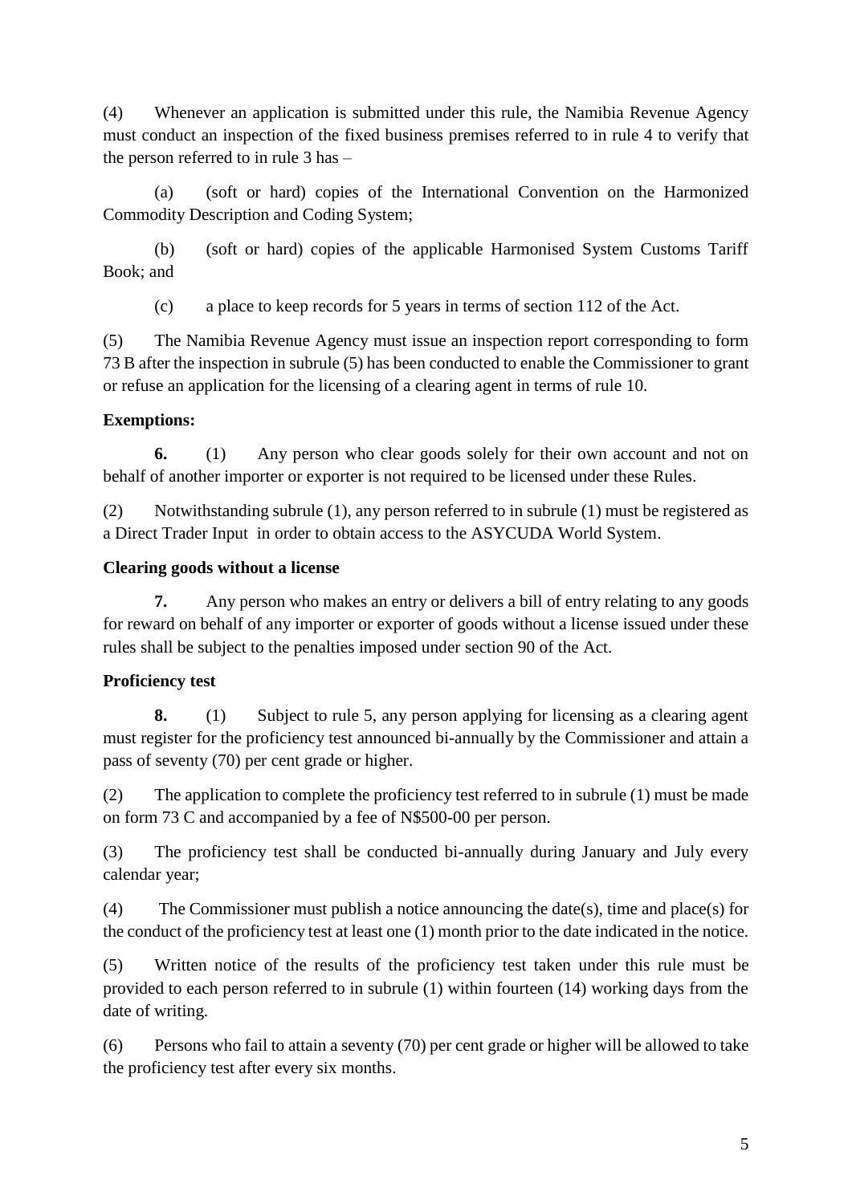(4) Whenever an application is submitted under this rule, the Namibia Revenue Agency must conduct an inspection of the fixed business premises referred to in rule 4 to verify that the person referred to in rule 3 has –

(a) (soft or hard) copies of the International Convention on the Harmonized Commodity Description and Coding System;

(b) (soft or hard) copies of the applicable Harmonised System Customs Tariff Book; and

(c) a place to keep records for 5 years in terms of section 112 of the Act.

(5) The Namibia Revenue Agency must issue an inspection report corresponding to form 73 B after the inspection in subrule (5) has been conducted to enable the Commissioner to grant or refuse an application for the licensing of a clearing agent in terms of rule 10.

**Exemptions:**

**6.** (1) Any person who clear goods solely for their own account and not on behalf of another importer or exporter is not required to be licensed under these Rules.

(2) Notwithstanding subrule (1), any person referred to in subrule (1) must be registered as a Direct Trader Input in order to obtain access to the ASYCUDA World System.

**Clearing goods without a license**

**7.** Any person who makes an entry or delivers a bill of entry relating to any goods for reward on behalf of any importer or exporter of goods without a license issued under these rules shall be subject to the penalties imposed under section 90 of the Act.

**Proficiency test**

**8.** (1) Subject to rule 5, any person applying for licensing as a clearing agent must register for the proficiency test announced bi-annually by the Commissioner and attain a pass of seventy (70) per cent grade or higher.

(2) The application to complete the proficiency test referred to in subrule (1) must be made on form 73 C and accompanied by a fee of N$500-00 per person.

(3) The proficiency test shall be conducted bi-annually during January and July every calendar year;

(4) The Commissioner must publish a notice announcing the date(s), time and place(s) for the conduct of the proficiency test at least one (1) month prior to the date indicated in the notice.

(5) Written notice of the results of the proficiency test taken under this rule must be provided to each person referred to in subrule (1) within fourteen (14) working days from the date of writing.

(6) Persons who fail to attain a seventy (70) per cent grade or higher will be allowed to take the proficiency test after every six months.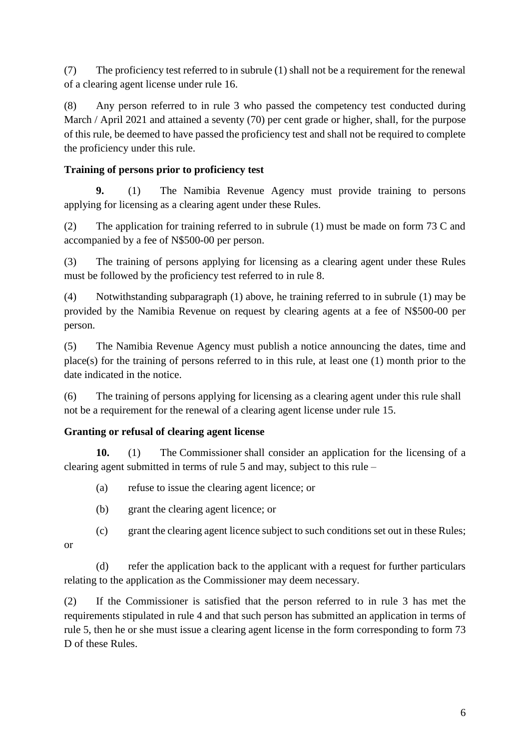(7) The proficiency test referred to in subrule (1) shall not be a requirement for the renewal of a clearing agent license under rule 16.

(8) Any person referred to in rule 3 who passed the competency test conducted during March / April 2021 and attained a seventy (70) per cent grade or higher, shall, for the purpose of this rule, be deemed to have passed the proficiency test and shall not be required to complete the proficiency under this rule.

**Training of persons prior to proficiency test**

**9.** (1) The Namibia Revenue Agency must provide training to persons applying for licensing as a clearing agent under these Rules.

(2) The application for training referred to in subrule (1) must be made on form 73 C and accompanied by a fee of N$500-00 per person.

(3) The training of persons applying for licensing as a clearing agent under these Rules must be followed by the proficiency test referred to in rule 8.

(4) Notwithstanding subparagraph (1) above, he training referred to in subrule (1) may be provided by the Namibia Revenue on request by clearing agents at a fee of N$500-00 per person.

(5) The Namibia Revenue Agency must publish a notice announcing the dates, time and place(s) for the training of persons referred to in this rule, at least one (1) month prior to the date indicated in the notice.

(6) The training of persons applying for licensing as a clearing agent under this rule shall not be a requirement for the renewal of a clearing agent license under rule 15.

**Granting or refusal of clearing agent license**

**10.** (1) The Commissioner shall consider an application for the licensing of a clearing agent submitted in terms of rule 5 and may, subject to this rule –

(a) refuse to issue the clearing agent licence; or

(b) grant the clearing agent licence; or

(c) grant the clearing agent licence subject to such conditions set out in these Rules; or

(d) refer the application back to the applicant with a request for further particulars relating to the application as the Commissioner may deem necessary.

(2) If the Commissioner is satisfied that the person referred to in rule 3 has met the requirements stipulated in rule 4 and that such person has submitted an application in terms of rule 5, then he or she must issue a clearing agent license in the form corresponding to form 73 D of these Rules.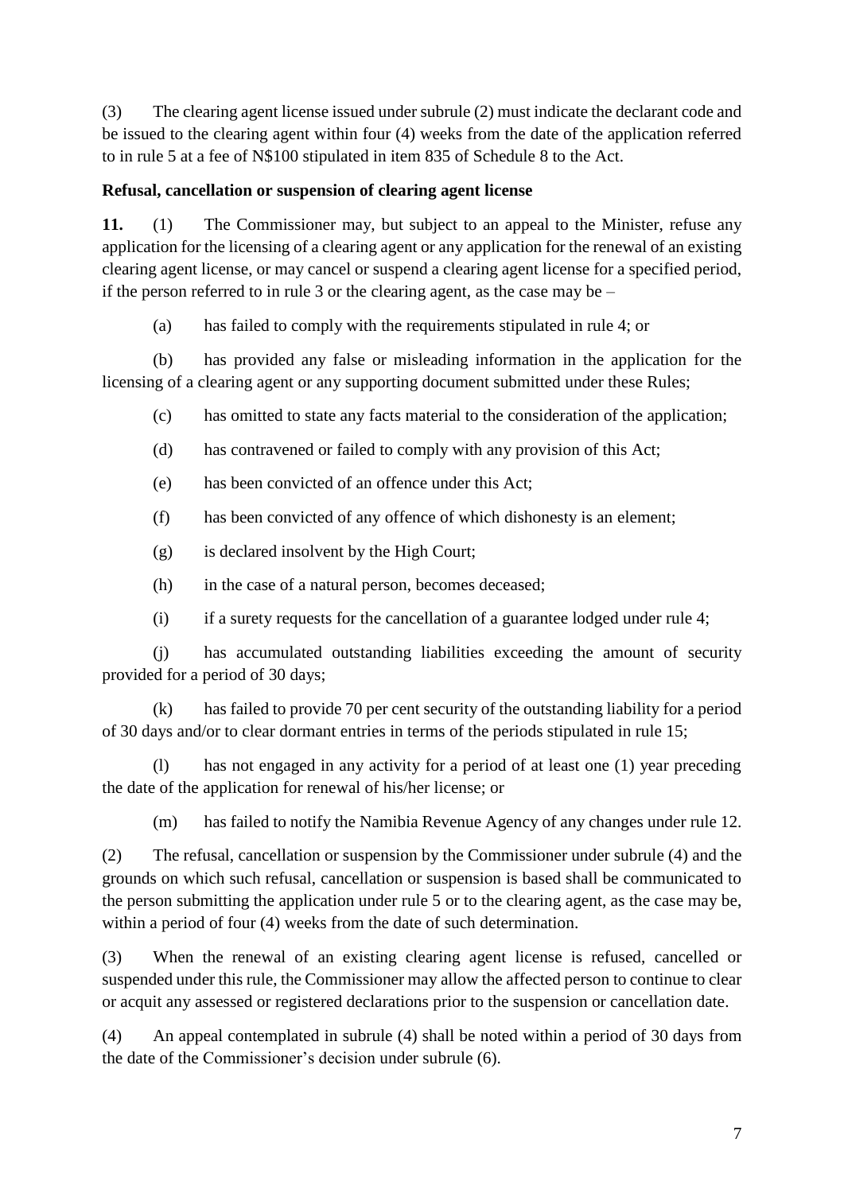(3) The clearing agent license issued under subrule (2) must indicate the declarant code and be issued to the clearing agent within four (4) weeks from the date of the application referred to in rule 5 at a fee of N$100 stipulated in item 835 of Schedule 8 to the Act.

**Refusal, cancellation or suspension of clearing agent license**

**11.** (1) The Commissioner may, but subject to an appeal to the Minister, refuse any application for the licensing of a clearing agent or any application for the renewal of an existing clearing agent license, or may cancel or suspend a clearing agent license for a specified period, if the person referred to in rule 3 or the clearing agent, as the case may be –

(a) has failed to comply with the requirements stipulated in rule 4; or

(b) has provided any false or misleading information in the application for the licensing of a clearing agent or any supporting document submitted under these Rules;

(c) has omitted to state any facts material to the consideration of the application;

(d) has contravened or failed to comply with any provision of this Act;

(e) has been convicted of an offence under this Act;

(f) has been convicted of any offence of which dishonesty is an element;

(g) is declared insolvent by the High Court;

(h) in the case of a natural person, becomes deceased;

(i) if a surety requests for the cancellation of a guarantee lodged under rule 4;

(j) has accumulated outstanding liabilities exceeding the amount of security provided for a period of 30 days;

(k) has failed to provide 70 per cent security of the outstanding liability for a period of 30 days and/or to clear dormant entries in terms of the periods stipulated in rule 15;

(l) has not engaged in any activity for a period of at least one (1) year preceding the date of the application for renewal of his/her license; or

(m) has failed to notify the Namibia Revenue Agency of any changes under rule 12.

(2) The refusal, cancellation or suspension by the Commissioner under subrule (4) and the grounds on which such refusal, cancellation or suspension is based shall be communicated to the person submitting the application under rule 5 or to the clearing agent, as the case may be, within a period of four (4) weeks from the date of such determination.

(3) When the renewal of an existing clearing agent license is refused, cancelled or suspended under this rule, the Commissioner may allow the affected person to continue to clear or acquit any assessed or registered declarations prior to the suspension or cancellation date.

(4) An appeal contemplated in subrule (4) shall be noted within a period of 30 days from the date of the Commissioner's decision under subrule (6).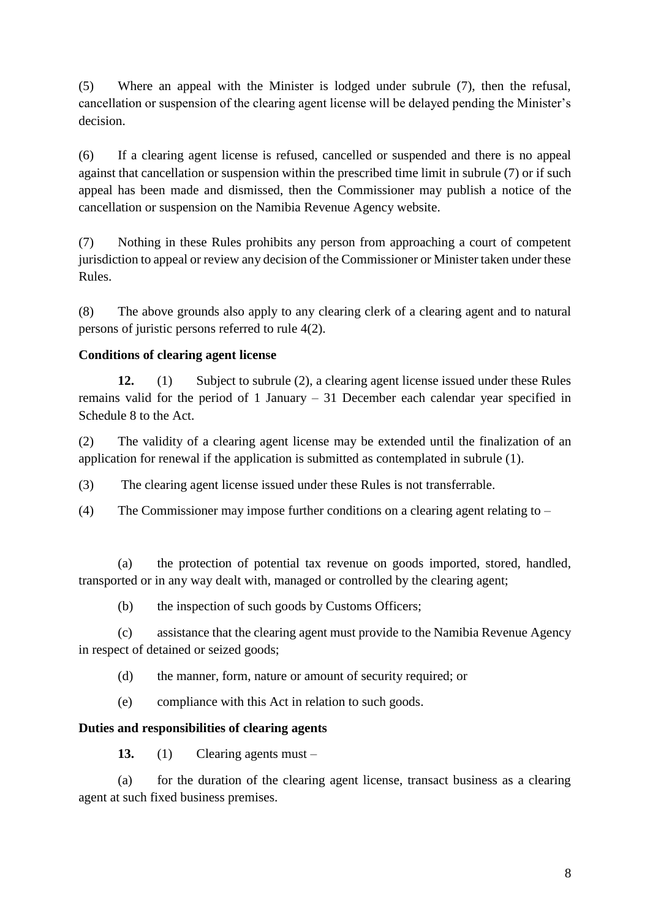(5) Where an appeal with the Minister is lodged under subrule (7), then the refusal, cancellation or suspension of the clearing agent license will be delayed pending the Minister's decision.

(6) If a clearing agent license is refused, cancelled or suspended and there is no appeal against that cancellation or suspension within the prescribed time limit in subrule (7) or if such appeal has been made and dismissed, then the Commissioner may publish a notice of the cancellation or suspension on the Namibia Revenue Agency website.

(7) Nothing in these Rules prohibits any person from approaching a court of competent jurisdiction to appeal or review any decision of the Commissioner or Minister taken under these Rules.

(8) The above grounds also apply to any clearing clerk of a clearing agent and to natural persons of juristic persons referred to rule 4(2).

**Conditions of clearing agent license**

**12.** (1) Subject to subrule (2), a clearing agent license issued under these Rules remains valid for the period of 1 January – 31 December each calendar year specified in Schedule 8 to the Act.

(2) The validity of a clearing agent license may be extended until the finalization of an application for renewal if the application is submitted as contemplated in subrule (1).

(3) The clearing agent license issued under these Rules is not transferrable.

(4) The Commissioner may impose further conditions on a clearing agent relating to –

(a) the protection of potential tax revenue on goods imported, stored, handled, transported or in any way dealt with, managed or controlled by the clearing agent;

(b) the inspection of such goods by Customs Officers;

(c) assistance that the clearing agent must provide to the Namibia Revenue Agency in respect of detained or seized goods;

(d) the manner, form, nature or amount of security required; or

(e) compliance with this Act in relation to such goods.

**Duties and responsibilities of clearing agents**

**13.** (1) Clearing agents must –

(a) for the duration of the clearing agent license, transact business as a clearing agent at such fixed business premises.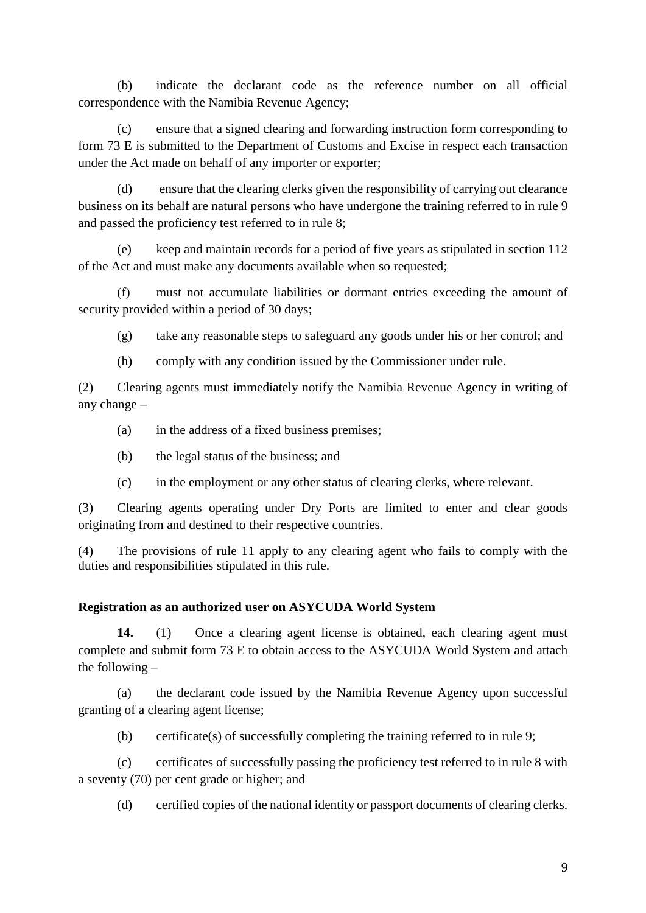(b) indicate the declarant code as the reference number on all official correspondence with the Namibia Revenue Agency;

(c) ensure that a signed clearing and forwarding instruction form corresponding to form 73 E is submitted to the Department of Customs and Excise in respect each transaction under the Act made on behalf of any importer or exporter;

(d) ensure that the clearing clerks given the responsibility of carrying out clearance business on its behalf are natural persons who have undergone the training referred to in rule 9 and passed the proficiency test referred to in rule 8;

(e) keep and maintain records for a period of five years as stipulated in section 112 of the Act and must make any documents available when so requested;

(f) must not accumulate liabilities or dormant entries exceeding the amount of security provided within a period of 30 days;

(g) take any reasonable steps to safeguard any goods under his or her control; and

(h) comply with any condition issued by the Commissioner under rule.

(2) Clearing agents must immediately notify the Namibia Revenue Agency in writing of any change –

(a) in the address of a fixed business premises;

(b) the legal status of the business; and

(c) in the employment or any other status of clearing clerks, where relevant.

(3) Clearing agents operating under Dry Ports are limited to enter and clear goods originating from and destined to their respective countries.

(4) The provisions of rule 11 apply to any clearing agent who fails to comply with the duties and responsibilities stipulated in this rule.

**Registration as an authorized user on ASYCUDA World System**

**14.** (1) Once a clearing agent license is obtained, each clearing agent must complete and submit form 73 E to obtain access to the ASYCUDA World System and attach the following –

(a) the declarant code issued by the Namibia Revenue Agency upon successful granting of a clearing agent license;

(b) certificate(s) of successfully completing the training referred to in rule 9;

(c) certificates of successfully passing the proficiency test referred to in rule 8 with a seventy (70) per cent grade or higher; and

(d) certified copies of the national identity or passport documents of clearing clerks.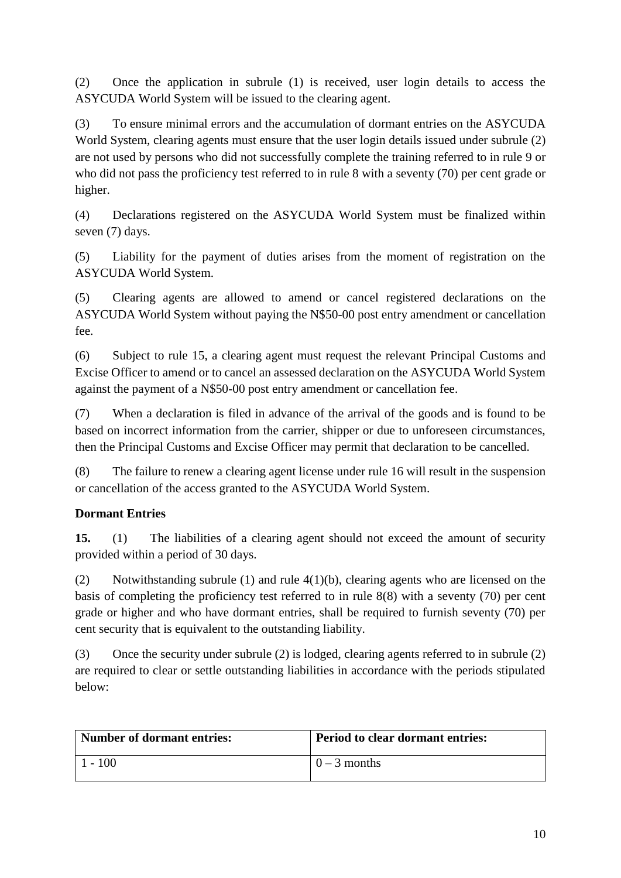(2) Once the application in subrule (1) is received, user login details to access the ASYCUDA World System will be issued to the clearing agent.

(3) To ensure minimal errors and the accumulation of dormant entries on the ASYCUDA World System, clearing agents must ensure that the user login details issued under subrule (2) are not used by persons who did not successfully complete the training referred to in rule 9 or who did not pass the proficiency test referred to in rule 8 with a seventy (70) per cent grade or higher.

(4) Declarations registered on the ASYCUDA World System must be finalized within seven (7) days.

(5) Liability for the payment of duties arises from the moment of registration on the ASYCUDA World System.

(5) Clearing agents are allowed to amend or cancel registered declarations on the ASYCUDA World System without paying the N$50-00 post entry amendment or cancellation fee.

(6) Subject to rule 15, a clearing agent must request the relevant Principal Customs and Excise Officer to amend or to cancel an assessed declaration on the ASYCUDA World System against the payment of a N$50-00 post entry amendment or cancellation fee.

(7) When a declaration is filed in advance of the arrival of the goods and is found to be based on incorrect information from the carrier, shipper or due to unforeseen circumstances, then the Principal Customs and Excise Officer may permit that declaration to be cancelled.

(8) The failure to renew a clearing agent license under rule 16 will result in the suspension or cancellation of the access granted to the ASYCUDA World System.

**Dormant Entries**

**15.** (1) The liabilities of a clearing agent should not exceed the amount of security provided within a period of 30 days.

(2) Notwithstanding subrule (1) and rule 4(1)(b), clearing agents who are licensed on the basis of completing the proficiency test referred to in rule 8(8) with a seventy (70) per cent grade or higher and who have dormant entries, shall be required to furnish seventy (70) per cent security that is equivalent to the outstanding liability.

(3) Once the security under subrule (2) is lodged, clearing agents referred to in subrule (2) are required to clear or settle outstanding liabilities in accordance with the periods stipulated below:

| **Number of dormant entries:** | **Period to clear dormant entries:** |
| --- | --- |
| 1 - 100 | 0 – 3 months |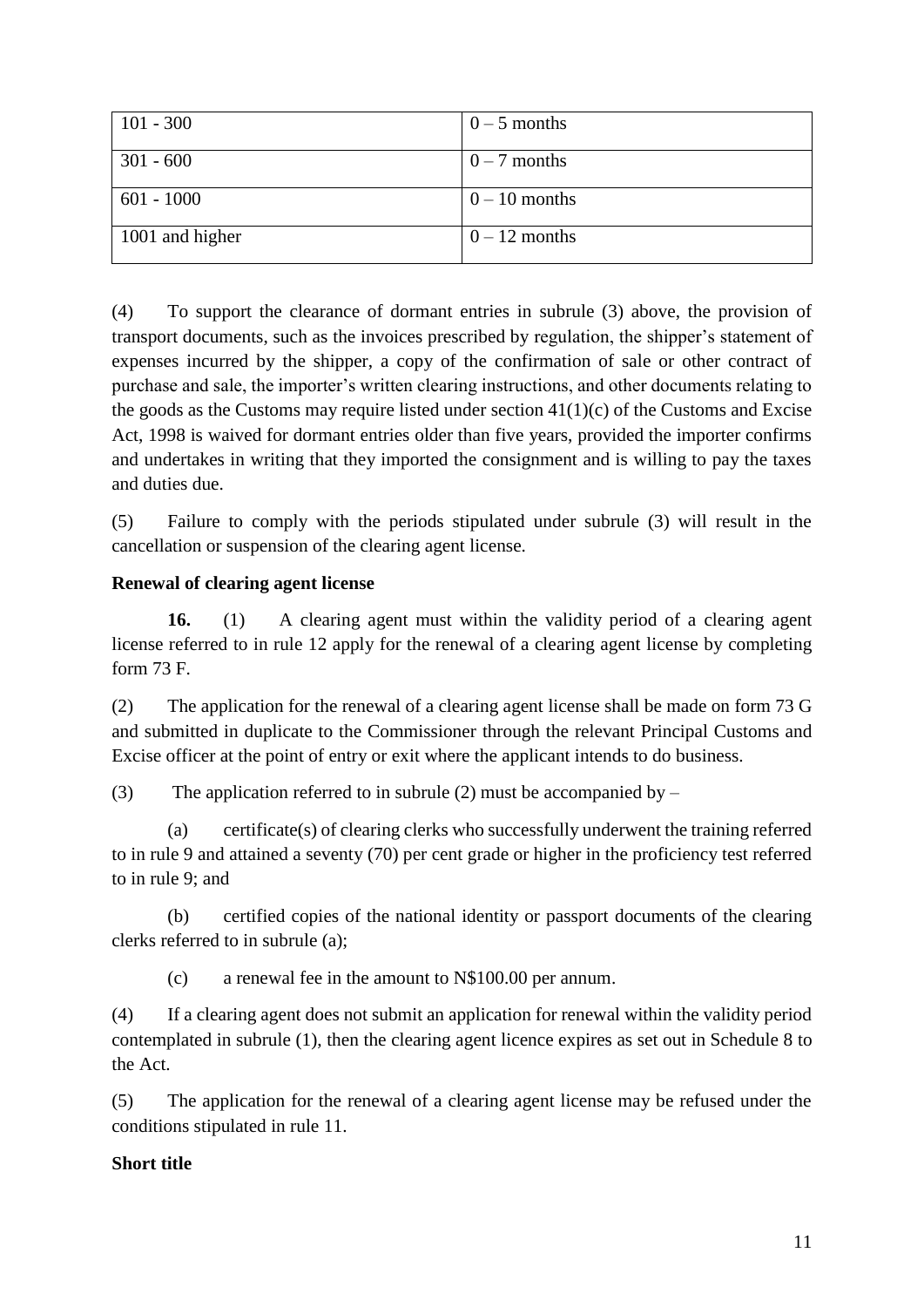| 101 - 300 | 0 – 5 months |
|---|---|
| 301 - 600 | 0 – 7 months |
| 601 - 1000 | 0 – 10 months |
| 1001 and higher | 0 – 12 months |

(4) To support the clearance of dormant entries in subrule (3) above, the provision of transport documents, such as the invoices prescribed by regulation, the shipper's statement of expenses incurred by the shipper, a copy of the confirmation of sale or other contract of purchase and sale, the importer's written clearing instructions, and other documents relating to the goods as the Customs may require listed under section 41(1)(c) of the Customs and Excise Act, 1998 is waived for dormant entries older than five years, provided the importer confirms and undertakes in writing that they imported the consignment and is willing to pay the taxes and duties due.

(5) Failure to comply with the periods stipulated under subrule (3) will result in the cancellation or suspension of the clearing agent license.

**Renewal of clearing agent license**

**16.** (1) A clearing agent must within the validity period of a clearing agent license referred to in rule 12 apply for the renewal of a clearing agent license by completing form 73 F.

(2) The application for the renewal of a clearing agent license shall be made on form 73 G and submitted in duplicate to the Commissioner through the relevant Principal Customs and Excise officer at the point of entry or exit where the applicant intends to do business.

(3) The application referred to in subrule (2) must be accompanied by –

(a) certificate(s) of clearing clerks who successfully underwent the training referred to in rule 9 and attained a seventy (70) per cent grade or higher in the proficiency test referred to in rule 9; and

(b) certified copies of the national identity or passport documents of the clearing clerks referred to in subrule (a);

(c) a renewal fee in the amount to N$100.00 per annum.

(4) If a clearing agent does not submit an application for renewal within the validity period contemplated in subrule (1), then the clearing agent licence expires as set out in Schedule 8 to the Act.

(5) The application for the renewal of a clearing agent license may be refused under the conditions stipulated in rule 11.

**Short title**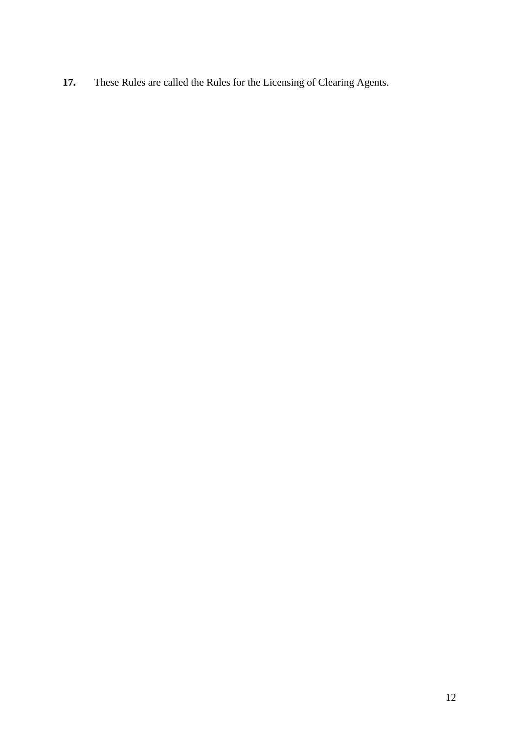**17.** These Rules are called the Rules for the Licensing of Clearing Agents.